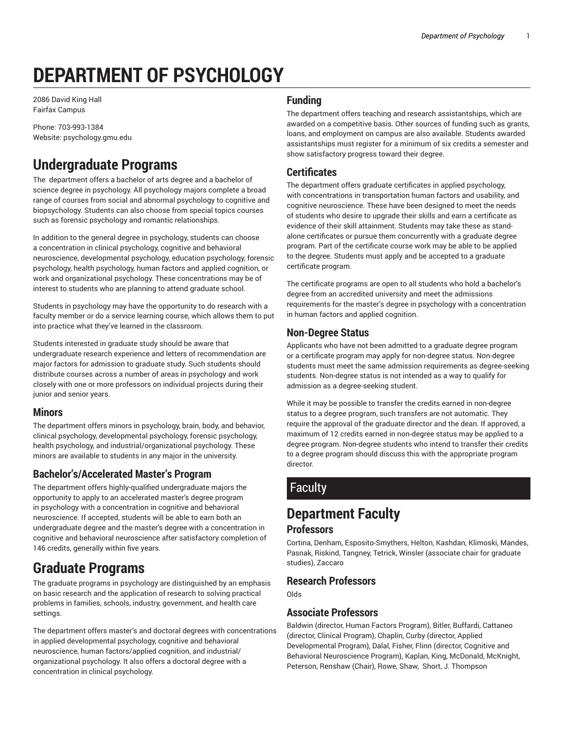# DEPARTMENT OF PSYCHOLOGY

2086 David King Hall
Fairfax Campus

Phone: 703-993-1384
Website: psychology.gmu.edu

## Undergraduate Programs

The department offers a bachelor of arts degree and a bachelor of science degree in psychology. All psychology majors complete a broad range of courses from social and abnormal psychology to cognitive and biopsychology. Students can also choose from special topics courses such as forensic psychology and romantic relationships.

In addition to the general degree in psychology, students can choose a concentration in clinical psychology, cognitive and behavioral neuroscience, developmental psychology, education psychology, forensic psychology, health psychology, human factors and applied cognition, or work and organizational psychology. These concentrations may be of interest to students who are planning to attend graduate school.

Students in psychology may have the opportunity to do research with a faculty member or do a service learning course, which allows them to put into practice what they've learned in the classroom.

Students interested in graduate study should be aware that undergraduate research experience and letters of recommendation are major factors for admission to graduate study. Such students should distribute courses across a number of areas in psychology and work closely with one or more professors on individual projects during their junior and senior years.

### Minors

The department offers minors in psychology, brain, body, and behavior, clinical psychology, developmental psychology, forensic psychology, health psychology, and industrial/organizational psychology. These minors are available to students in any major in the university.

### Bachelor's/Accelerated Master's Program

The department offers highly-qualified undergraduate majors the opportunity to apply to an accelerated master's degree program in psychology with a concentration in cognitive and behavioral neuroscience. If accepted, students will be able to earn both an undergraduate degree and the master's degree with a concentration in cognitive and behavioral neuroscience after satisfactory completion of 146 credits, generally within five years.

## Graduate Programs

The graduate programs in psychology are distinguished by an emphasis on basic research and the application of research to solving practical problems in families, schools, industry, government, and health care settings.

The department offers master's and doctoral degrees with concentrations in applied developmental psychology, cognitive and behavioral neuroscience, human factors/applied cognition, and industrial/organizational psychology. It also offers a doctoral degree with a concentration in clinical psychology.

### Funding

The department offers teaching and research assistantships, which are awarded on a competitive basis. Other sources of funding such as grants, loans, and employment on campus are also available. Students awarded assistantships must register for a minimum of six credits a semester and show satisfactory progress toward their degree.

### Certificates

The department offers graduate certificates in applied psychology, with concentrations in transportation human factors and usability, and cognitive neuroscience. These have been designed to meet the needs of students who desire to upgrade their skills and earn a certificate as evidence of their skill attainment. Students may take these as stand-alone certificates or pursue them concurrently with a graduate degree program. Part of the certificate course work may be able to be applied to the degree. Students must apply and be accepted to a graduate certificate program.

The certificate programs are open to all students who hold a bachelor's degree from an accredited university and meet the admissions requirements for the master's degree in psychology with a concentration in human factors and applied cognition.

### Non-Degree Status

Applicants who have not been admitted to a graduate degree program or a certificate program may apply for non-degree status. Non-degree students must meet the same admission requirements as degree-seeking students. Non-degree status is not intended as a way to qualify for admission as a degree-seeking student.

While it may be possible to transfer the credits earned in non-degree status to a degree program, such transfers are not automatic. They require the approval of the graduate director and the dean. If approved, a maximum of 12 credits earned in non-degree status may be applied to a degree program. Non-degree students who intend to transfer their credits to a degree program should discuss this with the appropriate program director.

## Faculty

## Department Faculty

### Professors

Cortina, Denham, Esposito-Smythers, Helton, Kashdan, Klimoski, Mandes, Pasnak, Riskind, Tangney, Tetrick, Winsler (associate chair for graduate studies), Zaccaro

### Research Professors

Olds

### Associate Professors

Baldwin (director, Human Factors Program), Bitler, Buffardi, Cattaneo (director, Clinical Program), Chaplin, Curby (director, Applied Developmental Program), Dalal, Fisher, Flinn (director, Cognitive and Behavioral Neuroscience Program), Kaplan, King, McDonald, McKnight, Peterson, Renshaw (Chair), Rowe, Shaw, Short, J. Thompson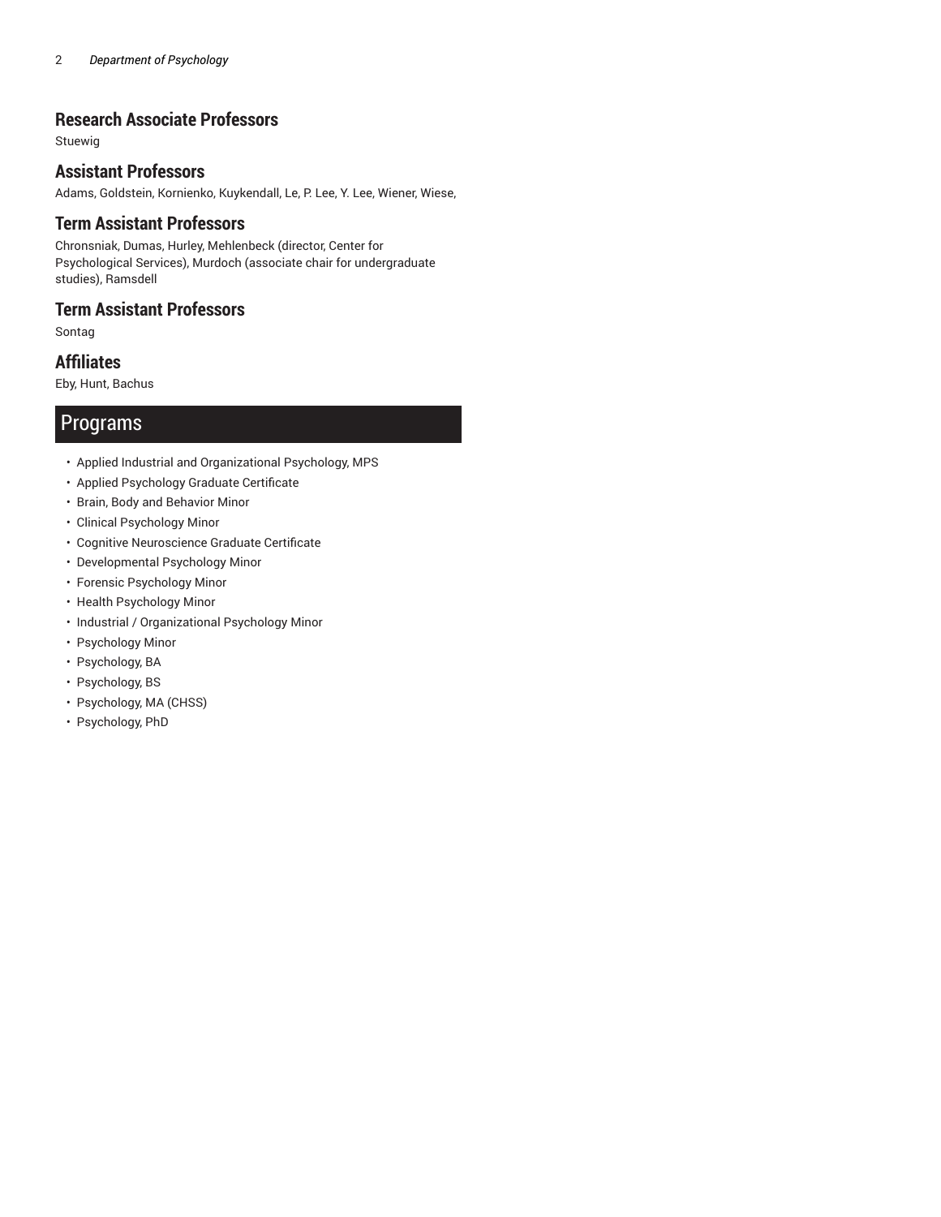### Research Associate Professors

Stuewig

### Assistant Professors

Adams, Goldstein, Kornienko, Kuykendall, Le, P. Lee, Y. Lee, Wiener, Wiese,

### Term Assistant Professors

Chronsniak, Dumas, Hurley, Mehlenbeck (director, Center for Psychological Services), Murdoch (associate chair for undergraduate studies), Ramsdell

### Term Assistant Professors

Sontag

### Affiliates

Eby, Hunt, Bachus

## Programs

- Applied Industrial and Organizational Psychology, MPS
- Applied Psychology Graduate Certificate
- Brain, Body and Behavior Minor
- Clinical Psychology Minor
- Cognitive Neuroscience Graduate Certificate
- Developmental Psychology Minor
- Forensic Psychology Minor
- Health Psychology Minor
- Industrial / Organizational Psychology Minor
- Psychology Minor
- Psychology, BA
- Psychology, BS
- Psychology, MA (CHSS)
- Psychology, PhD